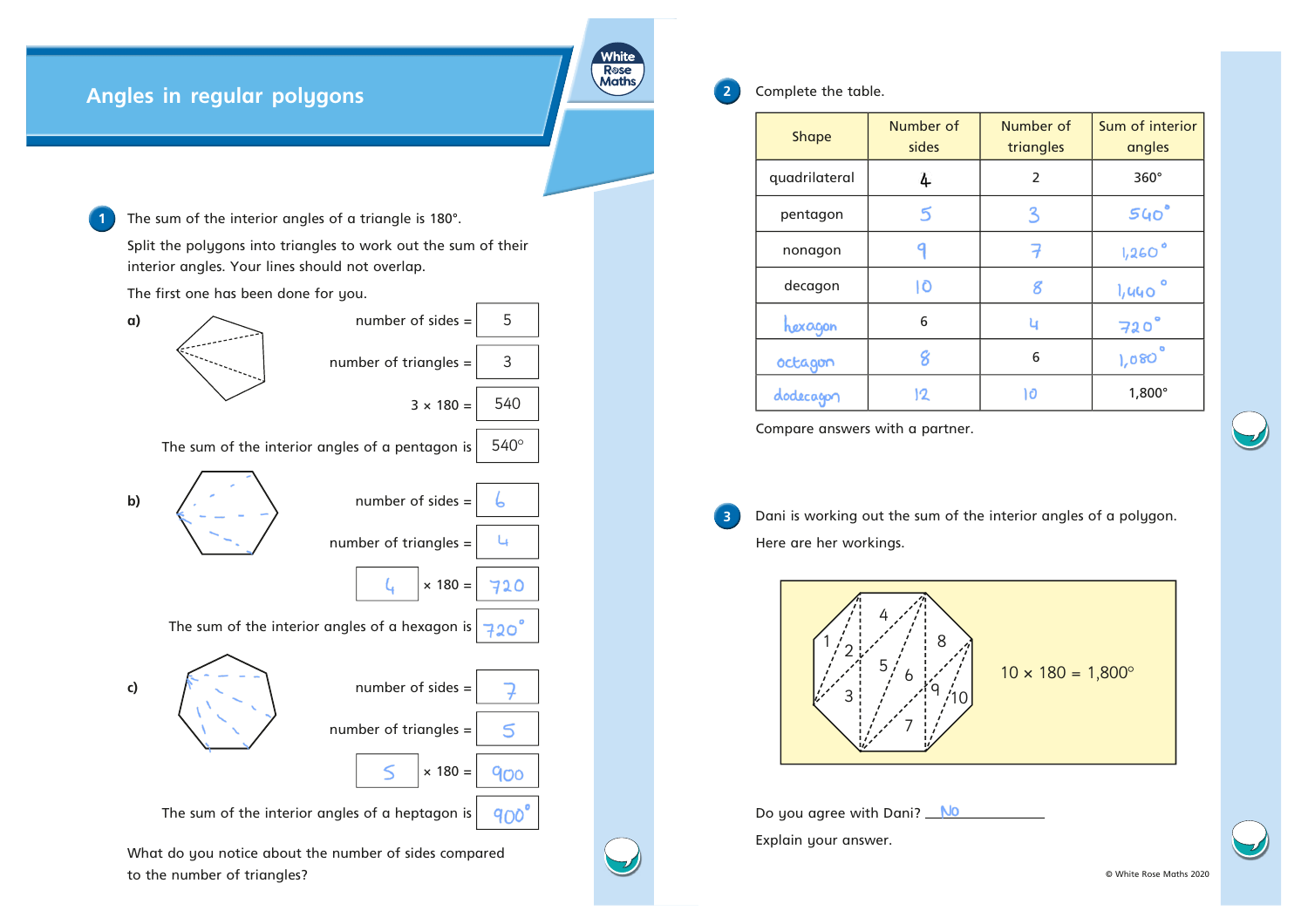# Angles in regular polygons

**1** The sum of the interior angles of a triangle is 180°.

Split the polygons into triangles to work out the sum of their interior angles. Your lines should not overlap.

The first one has been done for you.

**a)**

number of sides = 5

number of triangles = 3

3 × 180 = 540

The sum of the interior angles of a pentagon is 540°

**b)**

number of sides = 6

number of triangles = 4

4 × 180 = 720

The sum of the interior angles of a hexagon is 720°

**c)**

number of sides = 7

number of triangles = 5

5 × 180 = 900

The sum of the interior angles of a heptagon is 900°

What do you notice about the number of sides compared to the number of triangles?

**2** Complete the table.

| Shape | Number of sides | Number of triangles | Sum of interior angles |
|---|---|---|---|
| quadrilateral | 4 | 2 | 360° |
| pentagon | 5 | 3 | 540° |
| nonagon | 9 | 7 | 1,260° |
| decagon | 10 | 8 | 1,440° |
| hexagon | 6 | 4 | 720° |
| octagon | 8 | 6 | 1,080° |
| dodecagon | 12 | 10 | 1,800° |

Compare answers with a partner.

**3** Dani is working out the sum of the interior angles of a polygon.

Here are her workings.

$10 \times 180 = 1{,}800°$

Do you agree with Dani? No

Explain your answer.

© White Rose Maths 2020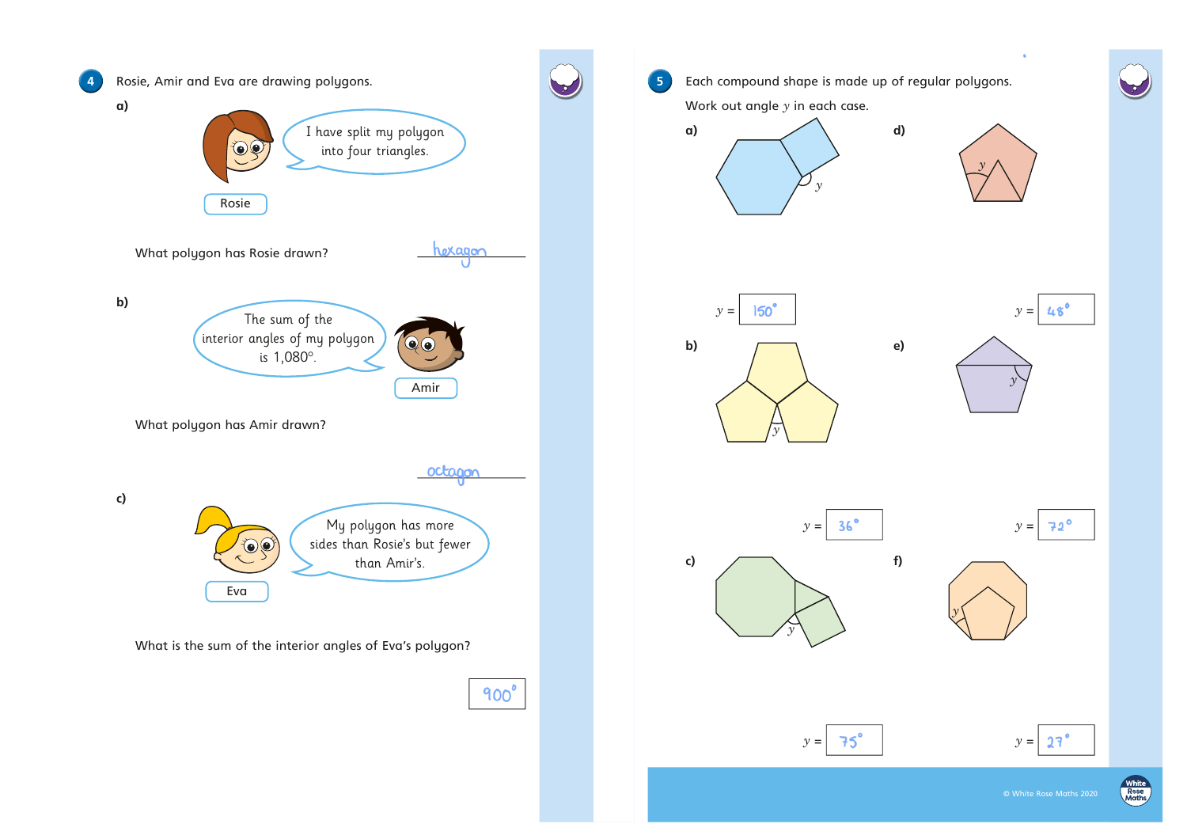**4** Rosie, Amir and Eva are drawing polygons.

**a)**

Rosie: I have split my polygon into four triangles.

What polygon has Rosie drawn? hexagon

**b)**

Amir: The sum of the interior angles of my polygon is 1,080°.

What polygon has Amir drawn? octagon

**c)**

Eva: My polygon has more sides than Rosie's but fewer than Amir's.

What is the sum of the interior angles of Eva's polygon? 900°

**5** Each compound shape is made up of regular polygons.

Work out angle $y$ in each case.

**a)** $y$ = 150°

**b)** $y$ = 36°

**c)** $y$ = 75°

**d)** $y$ = 48°

**e)** $y$ = 72°

**f)** $y$ = 27°